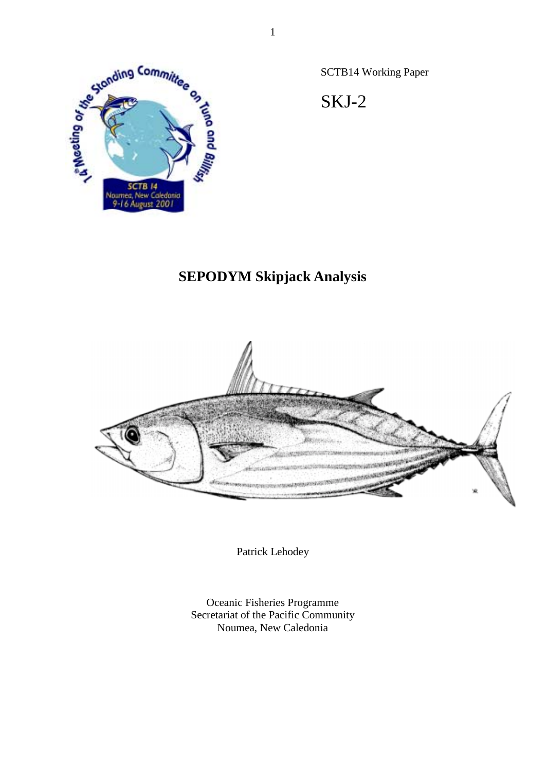SCTB14 Working Paper

SKJ-2

# SEPODYM Skipjack Analysis

Patrick Lehodey

Oceanic Fisheries Programme
Secretariat of the Pacific Community
Noumea, New Caledonia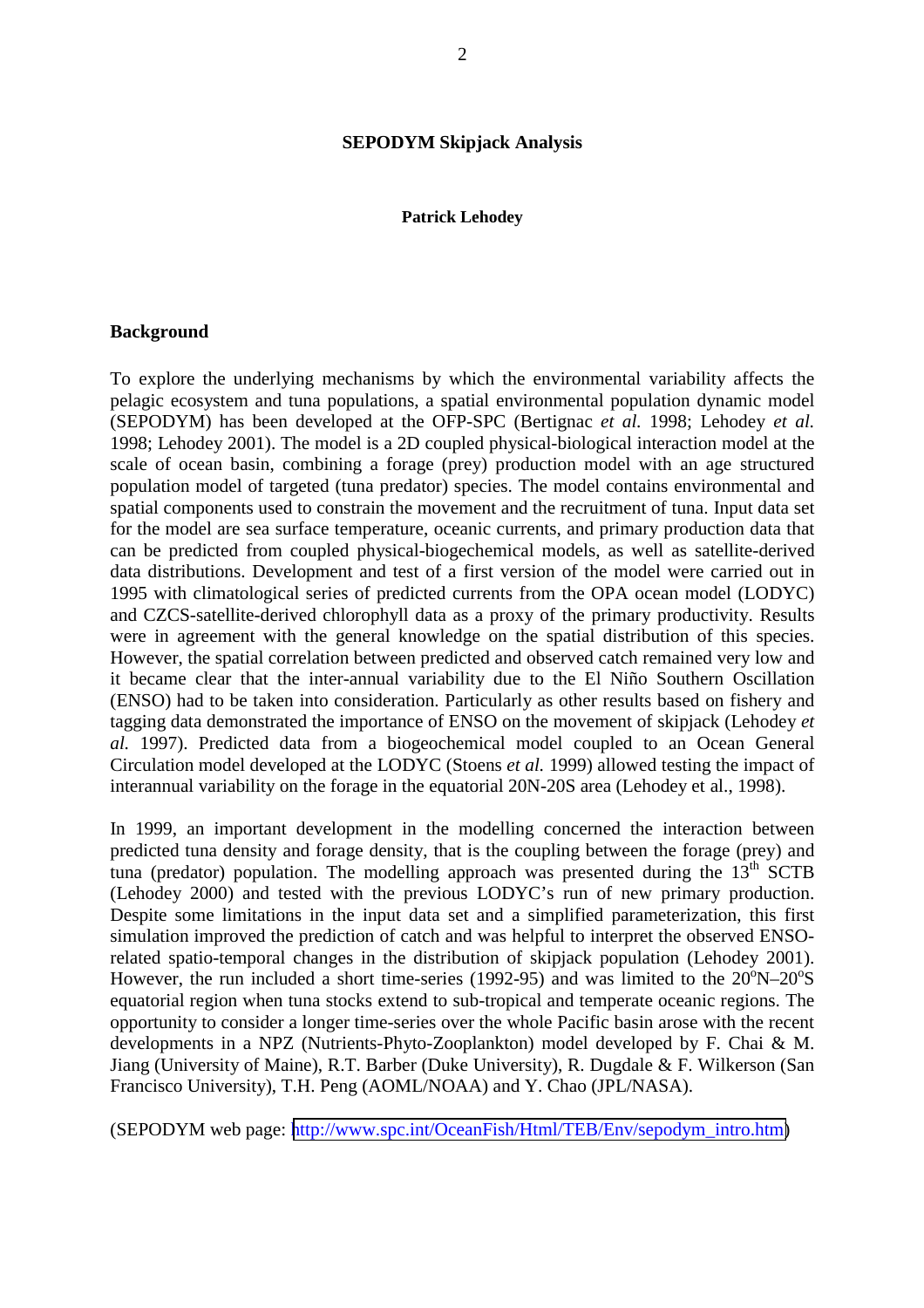## SEPODYM Skipjack Analysis

**Patrick Lehodey**

### Background

To explore the underlying mechanisms by which the environmental variability affects the pelagic ecosystem and tuna populations, a spatial environmental population dynamic model (SEPODYM) has been developed at the OFP-SPC (Bertignac *et al.* 1998; Lehodey *et al.* 1998; Lehodey 2001). The model is a 2D coupled physical-biological interaction model at the scale of ocean basin, combining a forage (prey) production model with an age structured population model of targeted (tuna predator) species. The model contains environmental and spatial components used to constrain the movement and the recruitment of tuna. Input data set for the model are sea surface temperature, oceanic currents, and primary production data that can be predicted from coupled physical-biogechemical models, as well as satellite-derived data distributions. Development and test of a first version of the model were carried out in 1995 with climatological series of predicted currents from the OPA ocean model (LODYC) and CZCS-satellite-derived chlorophyll data as a proxy of the primary productivity. Results were in agreement with the general knowledge on the spatial distribution of this species. However, the spatial correlation between predicted and observed catch remained very low and it became clear that the inter-annual variability due to the El Niño Southern Oscillation (ENSO) had to be taken into consideration. Particularly as other results based on fishery and tagging data demonstrated the importance of ENSO on the movement of skipjack (Lehodey *et al.* 1997). Predicted data from a biogeochemical model coupled to an Ocean General Circulation model developed at the LODYC (Stoens *et al.* 1999) allowed testing the impact of interannual variability on the forage in the equatorial 20N-20S area (Lehodey et al., 1998).

In 1999, an important development in the modelling concerned the interaction between predicted tuna density and forage density, that is the coupling between the forage (prey) and tuna (predator) population. The modelling approach was presented during the $13^{th}$ SCTB (Lehodey 2000) and tested with the previous LODYC's run of new primary production. Despite some limitations in the input data set and a simplified parameterization, this first simulation improved the prediction of catch and was helpful to interpret the observed ENSO-related spatio-temporal changes in the distribution of skipjack population (Lehodey 2001). However, the run included a short time-series (1992-95) and was limited to the $20^oN–20^oS$ equatorial region when tuna stocks extend to sub-tropical and temperate oceanic regions. The opportunity to consider a longer time-series over the whole Pacific basin arose with the recent developments in a NPZ (Nutrients-Phyto-Zooplankton) model developed by F. Chai & M. Jiang (University of Maine), R.T. Barber (Duke University), R. Dugdale & F. Wilkerson (San Francisco University), T.H. Peng (AOML/NOAA) and Y. Chao (JPL/NASA).

(SEPODYM web page: http://www.spc.int/OceanFish/Html/TEB/Env/sepodym_intro.htm)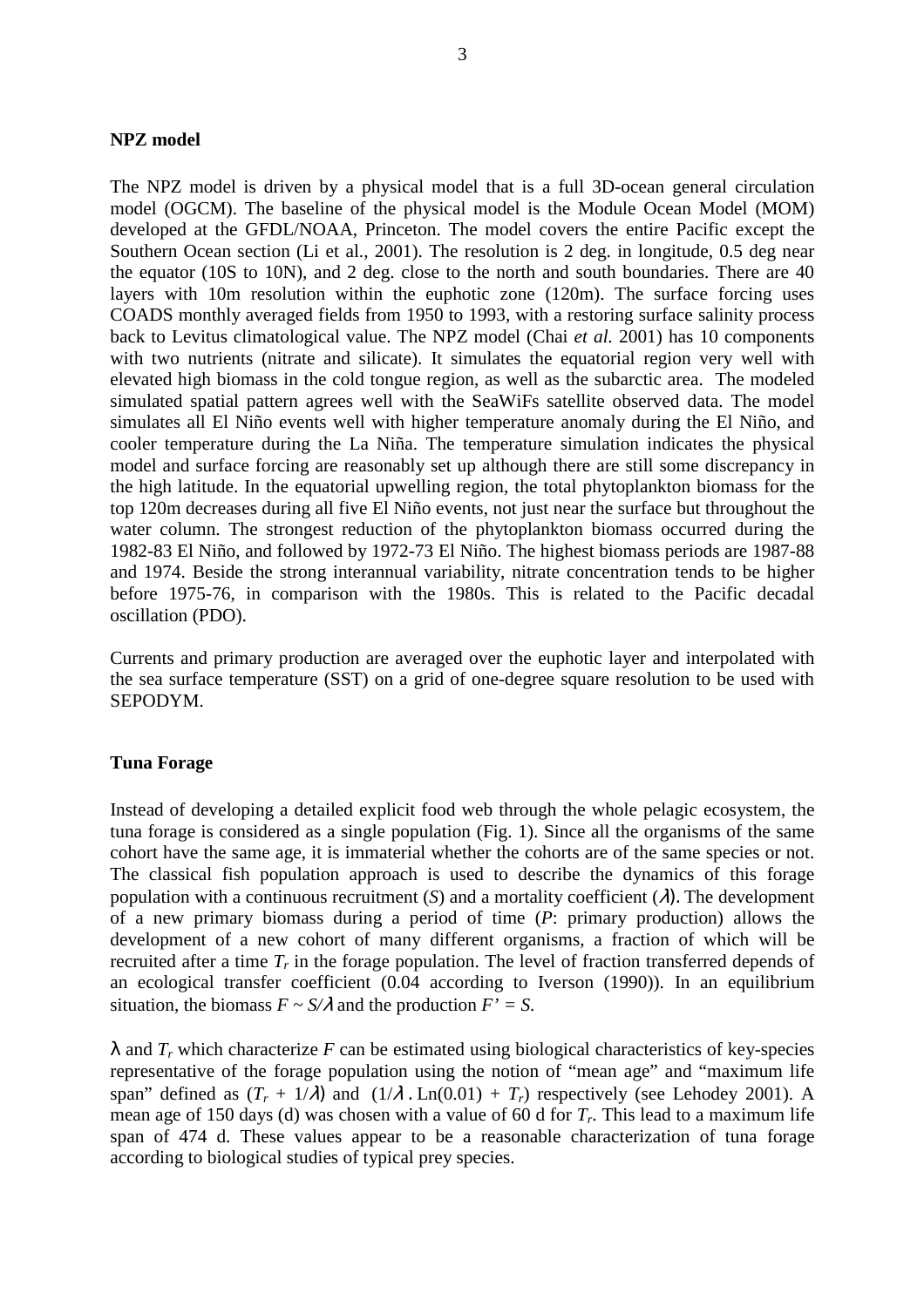**NPZ model**

The NPZ model is driven by a physical model that is a full 3D-ocean general circulation model (OGCM). The baseline of the physical model is the Module Ocean Model (MOM) developed at the GFDL/NOAA, Princeton. The model covers the entire Pacific except the Southern Ocean section (Li et al., 2001). The resolution is 2 deg. in longitude, 0.5 deg near the equator (10S to 10N), and 2 deg. close to the north and south boundaries. There are 40 layers with 10m resolution within the euphotic zone (120m). The surface forcing uses COADS monthly averaged fields from 1950 to 1993, with a restoring surface salinity process back to Levitus climatological value. The NPZ model (Chai *et al.* 2001) has 10 components with two nutrients (nitrate and silicate). It simulates the equatorial region very well with elevated high biomass in the cold tongue region, as well as the subarctic area. The modeled simulated spatial pattern agrees well with the SeaWiFs satellite observed data. The model simulates all El Niño events well with higher temperature anomaly during the El Niño, and cooler temperature during the La Niña. The temperature simulation indicates the physical model and surface forcing are reasonably set up although there are still some discrepancy in the high latitude. In the equatorial upwelling region, the total phytoplankton biomass for the top 120m decreases during all five El Niño events, not just near the surface but throughout the water column. The strongest reduction of the phytoplankton biomass occurred during the 1982-83 El Niño, and followed by 1972-73 El Niño. The highest biomass periods are 1987-88 and 1974. Beside the strong interannual variability, nitrate concentration tends to be higher before 1975-76, in comparison with the 1980s. This is related to the Pacific decadal oscillation (PDO).

Currents and primary production are averaged over the euphotic layer and interpolated with the sea surface temperature (SST) on a grid of one-degree square resolution to be used with SEPODYM.

**Tuna Forage**

Instead of developing a detailed explicit food web through the whole pelagic ecosystem, the tuna forage is considered as a single population (Fig. 1). Since all the organisms of the same cohort have the same age, it is immaterial whether the cohorts are of the same species or not. The classical fish population approach is used to describe the dynamics of this forage population with a continuous recruitment ($S$) and a mortality coefficient ($\lambda$). The development of a new primary biomass during a period of time ($P$: primary production) allows the development of a new cohort of many different organisms, a fraction of which will be recruited after a time $T_r$ in the forage population. The level of fraction transferred depends of an ecological transfer coefficient (0.04 according to Iverson (1990)). In an equilibrium situation, the biomass $F \sim S/\lambda$ and the production $F' = S$.

$\lambda$ and $T_r$ which characterize $F$ can be estimated using biological characteristics of key-species representative of the forage population using the notion of "mean age" and "maximum life span" defined as $(T_r + 1/\lambda)$ and $(1/\lambda \, . \, \mathrm{Ln}(0.01) + T_r)$ respectively (see Lehodey 2001). A mean age of 150 days (d) was chosen with a value of 60 d for $T_r$. This lead to a maximum life span of 474 d. These values appear to be a reasonable characterization of tuna forage according to biological studies of typical prey species.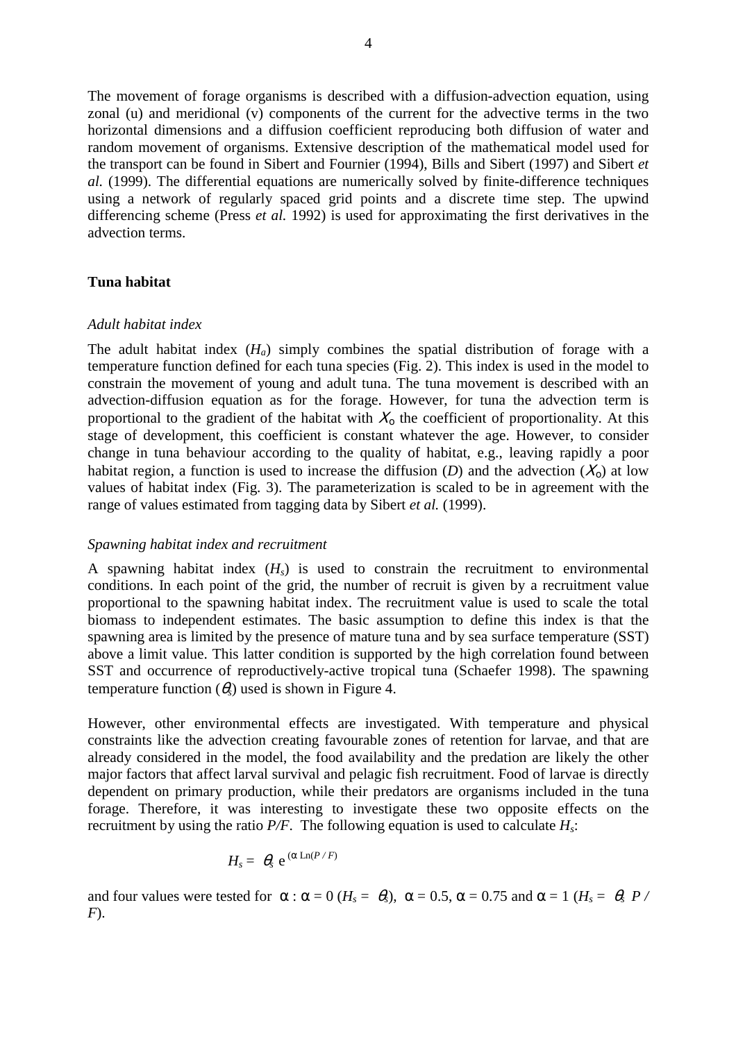The movement of forage organisms is described with a diffusion-advection equation, using zonal (u) and meridional (v) components of the current for the advective terms in the two horizontal dimensions and a diffusion coefficient reproducing both diffusion of water and random movement of organisms. Extensive description of the mathematical model used for the transport can be found in Sibert and Fournier (1994), Bills and Sibert (1997) and Sibert *et al.* (1999). The differential equations are numerically solved by finite-difference techniques using a network of regularly spaced grid points and a discrete time step. The upwind differencing scheme (Press *et al.* 1992) is used for approximating the first derivatives in the advection terms.

## Tuna habitat

### *Adult habitat index*

The adult habitat index ($H_a$) simply combines the spatial distribution of forage with a temperature function defined for each tuna species (Fig. 2). This index is used in the model to constrain the movement of young and adult tuna. The tuna movement is described with an advection-diffusion equation as for the forage. However, for tuna the advection term is proportional to the gradient of the habitat with $\chi_0$ the coefficient of proportionality. At this stage of development, this coefficient is constant whatever the age. However, to consider change in tuna behaviour according to the quality of habitat, e.g., leaving rapidly a poor habitat region, a function is used to increase the diffusion ($D$) and the advection ($\chi_0$) at low values of habitat index (Fig. 3). The parameterization is scaled to be in agreement with the range of values estimated from tagging data by Sibert *et al.* (1999).

### *Spawning habitat index and recruitment*

A spawning habitat index ($H_s$) is used to constrain the recruitment to environmental conditions. In each point of the grid, the number of recruit is given by a recruitment value proportional to the spawning habitat index. The recruitment value is used to scale the total biomass to independent estimates. The basic assumption to define this index is that the spawning area is limited by the presence of mature tuna and by sea surface temperature (SST) above a limit value. This latter condition is supported by the high correlation found between SST and occurrence of reproductively-active tropical tuna (Schaefer 1998). The spawning temperature function ($\theta_s$) used is shown in Figure 4.

However, other environmental effects are investigated. With temperature and physical constraints like the advection creating favourable zones of retention for larvae, and that are already considered in the model, the food availability and the predation are likely the other major factors that affect larval survival and pelagic fish recruitment. Food of larvae is directly dependent on primary production, while their predators are organisms included in the tuna forage. Therefore, it was interesting to investigate these two opposite effects on the recruitment by using the ratio $P/F$. The following equation is used to calculate $H_s$:

$$H_s = \theta_s \, e^{(\alpha \, \mathrm{Ln}(P/F))}$$

and four values were tested for $\alpha$ : $\alpha = 0$ ($H_s = \theta_s$), $\alpha = 0.5$, $\alpha = 0.75$ and $\alpha = 1$ ($H_s = \theta_s \, P/F$).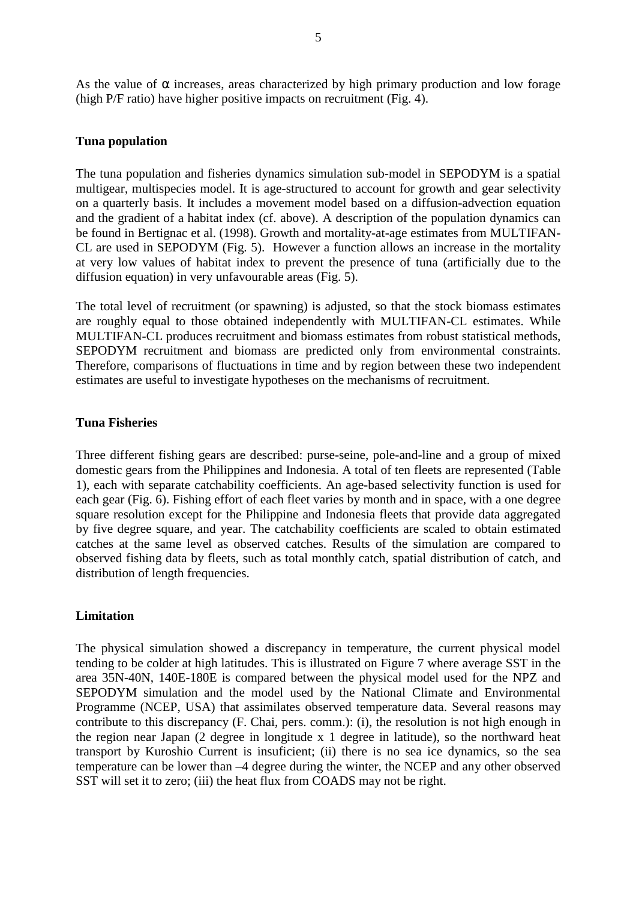As the value of $\alpha$ increases, areas characterized by high primary production and low forage (high P/F ratio) have higher positive impacts on recruitment (Fig. 4).

**Tuna population**

The tuna population and fisheries dynamics simulation sub-model in SEPODYM is a spatial multigear, multispecies model. It is age-structured to account for growth and gear selectivity on a quarterly basis. It includes a movement model based on a diffusion-advection equation and the gradient of a habitat index (cf. above). A description of the population dynamics can be found in Bertignac et al. (1998). Growth and mortality-at-age estimates from MULTIFAN-CL are used in SEPODYM (Fig. 5). However a function allows an increase in the mortality at very low values of habitat index to prevent the presence of tuna (artificially due to the diffusion equation) in very unfavourable areas (Fig. 5).

The total level of recruitment (or spawning) is adjusted, so that the stock biomass estimates are roughly equal to those obtained independently with MULTIFAN-CL estimates. While MULTIFAN-CL produces recruitment and biomass estimates from robust statistical methods, SEPODYM recruitment and biomass are predicted only from environmental constraints. Therefore, comparisons of fluctuations in time and by region between these two independent estimates are useful to investigate hypotheses on the mechanisms of recruitment.

**Tuna Fisheries**

Three different fishing gears are described: purse-seine, pole-and-line and a group of mixed domestic gears from the Philippines and Indonesia. A total of ten fleets are represented (Table 1), each with separate catchability coefficients. An age-based selectivity function is used for each gear (Fig. 6). Fishing effort of each fleet varies by month and in space, with a one degree square resolution except for the Philippine and Indonesia fleets that provide data aggregated by five degree square, and year. The catchability coefficients are scaled to obtain estimated catches at the same level as observed catches. Results of the simulation are compared to observed fishing data by fleets, such as total monthly catch, spatial distribution of catch, and distribution of length frequencies.

**Limitation**

The physical simulation showed a discrepancy in temperature, the current physical model tending to be colder at high latitudes. This is illustrated on Figure 7 where average SST in the area 35N-40N, 140E-180E is compared between the physical model used for the NPZ and SEPODYM simulation and the model used by the National Climate and Environmental Programme (NCEP, USA) that assimilates observed temperature data. Several reasons may contribute to this discrepancy (F. Chai, pers. comm.): (i), the resolution is not high enough in the region near Japan (2 degree in longitude x 1 degree in latitude), so the northward heat transport by Kuroshio Current is insuficient; (ii) there is no sea ice dynamics, so the sea temperature can be lower than –4 degree during the winter, the NCEP and any other observed SST will set it to zero; (iii) the heat flux from COADS may not be right.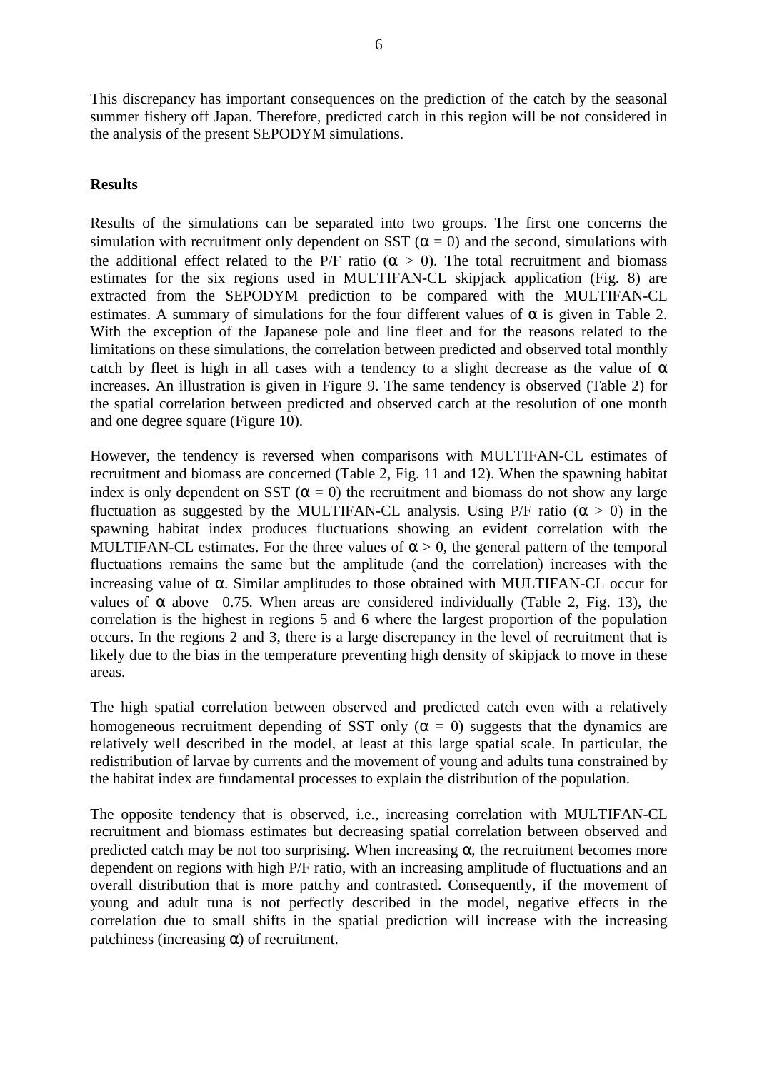This discrepancy has important consequences on the prediction of the catch by the seasonal summer fishery off Japan. Therefore, predicted catch in this region will be not considered in the analysis of the present SEPODYM simulations.

**Results**

Results of the simulations can be separated into two groups. The first one concerns the simulation with recruitment only dependent on SST ($\alpha = 0$) and the second, simulations with the additional effect related to the P/F ratio ($\alpha > 0$). The total recruitment and biomass estimates for the six regions used in MULTIFAN-CL skipjack application (Fig. 8) are extracted from the SEPODYM prediction to be compared with the MULTIFAN-CL estimates. A summary of simulations for the four different values of $\alpha$ is given in Table 2. With the exception of the Japanese pole and line fleet and for the reasons related to the limitations on these simulations, the correlation between predicted and observed total monthly catch by fleet is high in all cases with a tendency to a slight decrease as the value of $\alpha$ increases. An illustration is given in Figure 9. The same tendency is observed (Table 2) for the spatial correlation between predicted and observed catch at the resolution of one month and one degree square (Figure 10).

However, the tendency is reversed when comparisons with MULTIFAN-CL estimates of recruitment and biomass are concerned (Table 2, Fig. 11 and 12). When the spawning habitat index is only dependent on SST ($\alpha = 0$) the recruitment and biomass do not show any large fluctuation as suggested by the MULTIFAN-CL analysis. Using P/F ratio ($\alpha > 0$) in the spawning habitat index produces fluctuations showing an evident correlation with the MULTIFAN-CL estimates. For the three values of $\alpha > 0$, the general pattern of the temporal fluctuations remains the same but the amplitude (and the correlation) increases with the increasing value of $\alpha$. Similar amplitudes to those obtained with MULTIFAN-CL occur for values of $\alpha$ above 0.75. When areas are considered individually (Table 2, Fig. 13), the correlation is the highest in regions 5 and 6 where the largest proportion of the population occurs. In the regions 2 and 3, there is a large discrepancy in the level of recruitment that is likely due to the bias in the temperature preventing high density of skipjack to move in these areas.

The high spatial correlation between observed and predicted catch even with a relatively homogeneous recruitment depending of SST only ($\alpha = 0$) suggests that the dynamics are relatively well described in the model, at least at this large spatial scale. In particular, the redistribution of larvae by currents and the movement of young and adults tuna constrained by the habitat index are fundamental processes to explain the distribution of the population.

The opposite tendency that is observed, i.e., increasing correlation with MULTIFAN-CL recruitment and biomass estimates but decreasing spatial correlation between observed and predicted catch may be not too surprising. When increasing $\alpha$, the recruitment becomes more dependent on regions with high P/F ratio, with an increasing amplitude of fluctuations and an overall distribution that is more patchy and contrasted. Consequently, if the movement of young and adult tuna is not perfectly described in the model, negative effects in the correlation due to small shifts in the spatial prediction will increase with the increasing patchiness (increasing $\alpha$) of recruitment.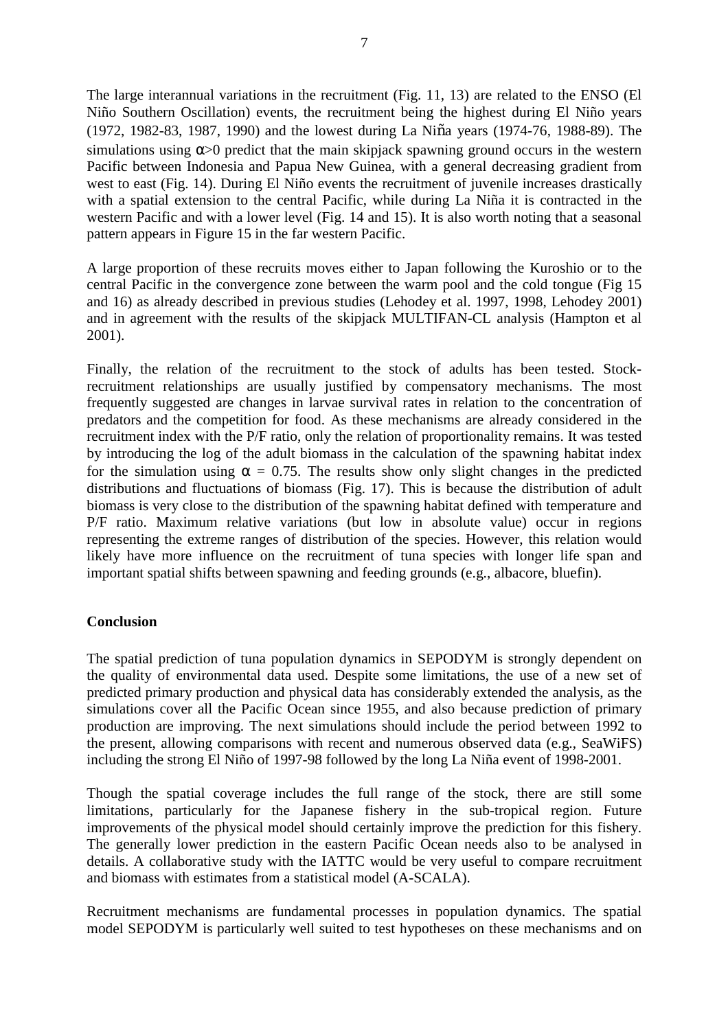The large interannual variations in the recruitment (Fig. 11, 13) are related to the ENSO (El Niño Southern Oscillation) events, the recruitment being the highest during El Niño years (1972, 1982-83, 1987, 1990) and the lowest during La Niña years (1974-76, 1988-89). The simulations using $\alpha > 0$ predict that the main skipjack spawning ground occurs in the western Pacific between Indonesia and Papua New Guinea, with a general decreasing gradient from west to east (Fig. 14). During El Niño events the recruitment of juvenile increases drastically with a spatial extension to the central Pacific, while during La Niña it is contracted in the western Pacific and with a lower level (Fig. 14 and 15). It is also worth noting that a seasonal pattern appears in Figure 15 in the far western Pacific.

A large proportion of these recruits moves either to Japan following the Kuroshio or to the central Pacific in the convergence zone between the warm pool and the cold tongue (Fig 15 and 16) as already described in previous studies (Lehodey et al. 1997, 1998, Lehodey 2001) and in agreement with the results of the skipjack MULTIFAN-CL analysis (Hampton et al 2001).

Finally, the relation of the recruitment to the stock of adults has been tested. Stock-recruitment relationships are usually justified by compensatory mechanisms. The most frequently suggested are changes in larvae survival rates in relation to the concentration of predators and the competition for food. As these mechanisms are already considered in the recruitment index with the P/F ratio, only the relation of proportionality remains. It was tested by introducing the log of the adult biomass in the calculation of the spawning habitat index for the simulation using $\alpha = 0.75$. The results show only slight changes in the predicted distributions and fluctuations of biomass (Fig. 17). This is because the distribution of adult biomass is very close to the distribution of the spawning habitat defined with temperature and P/F ratio. Maximum relative variations (but low in absolute value) occur in regions representing the extreme ranges of distribution of the species. However, this relation would likely have more influence on the recruitment of tuna species with longer life span and important spatial shifts between spawning and feeding grounds (e.g., albacore, bluefin).

## Conclusion

The spatial prediction of tuna population dynamics in SEPODYM is strongly dependent on the quality of environmental data used. Despite some limitations, the use of a new set of predicted primary production and physical data has considerably extended the analysis, as the simulations cover all the Pacific Ocean since 1955, and also because prediction of primary production are improving. The next simulations should include the period between 1992 to the present, allowing comparisons with recent and numerous observed data (e.g., SeaWiFS) including the strong El Niño of 1997-98 followed by the long La Niña event of 1998-2001.

Though the spatial coverage includes the full range of the stock, there are still some limitations, particularly for the Japanese fishery in the sub-tropical region. Future improvements of the physical model should certainly improve the prediction for this fishery. The generally lower prediction in the eastern Pacific Ocean needs also to be analysed in details. A collaborative study with the IATTC would be very useful to compare recruitment and biomass with estimates from a statistical model (A-SCALA).

Recruitment mechanisms are fundamental processes in population dynamics. The spatial model SEPODYM is particularly well suited to test hypotheses on these mechanisms and on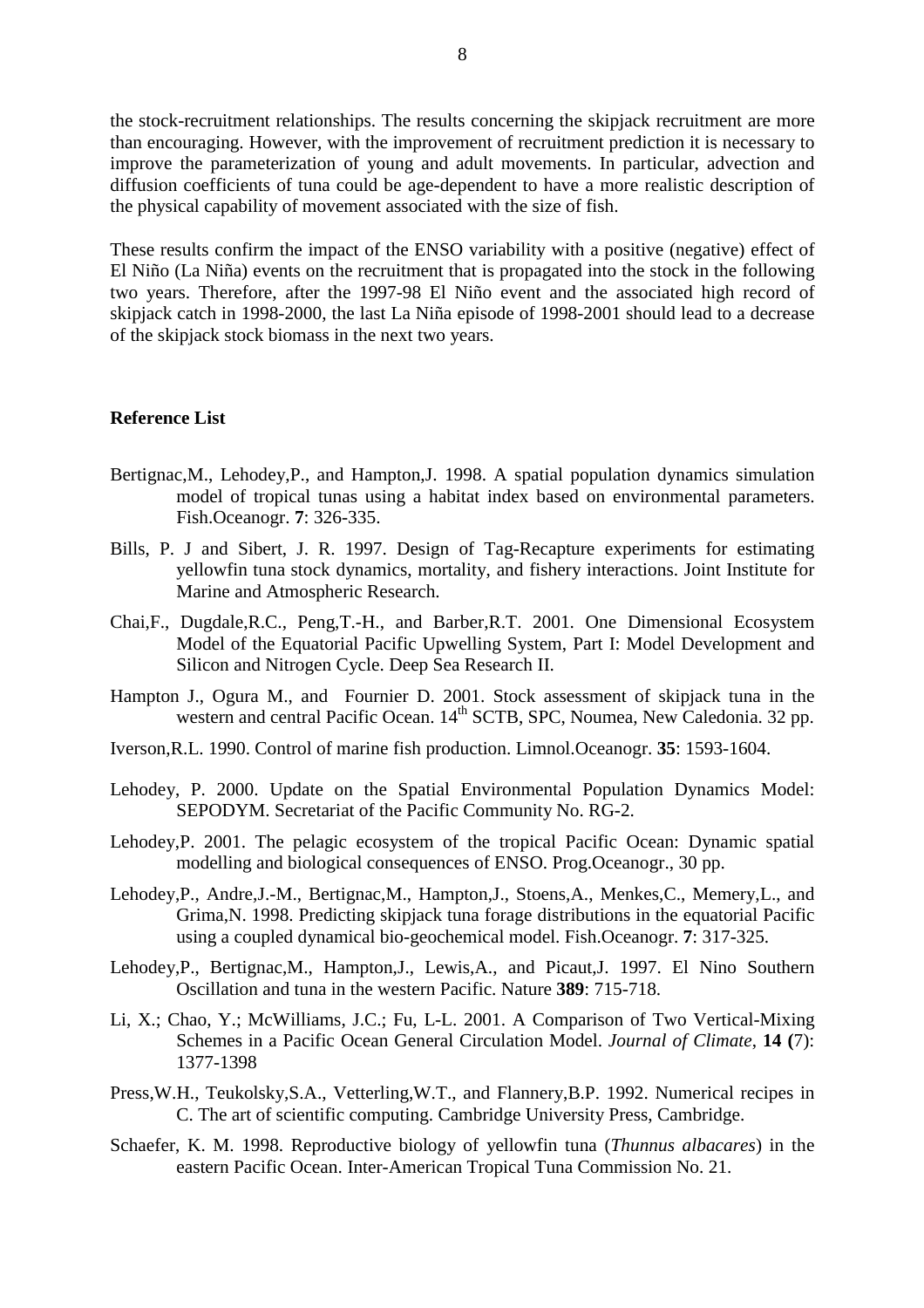the stock-recruitment relationships. The results concerning the skipjack recruitment are more than encouraging. However, with the improvement of recruitment prediction it is necessary to improve the parameterization of young and adult movements. In particular, advection and diffusion coefficients of tuna could be age-dependent to have a more realistic description of the physical capability of movement associated with the size of fish.

These results confirm the impact of the ENSO variability with a positive (negative) effect of El Niño (La Niña) events on the recruitment that is propagated into the stock in the following two years. Therefore, after the 1997-98 El Niño event and the associated high record of skipjack catch in 1998-2000, the last La Niña episode of 1998-2001 should lead to a decrease of the skipjack stock biomass in the next two years.

**Reference List**

Bertignac,M., Lehodey,P., and Hampton,J. 1998. A spatial population dynamics simulation model of tropical tunas using a habitat index based on environmental parameters. Fish.Oceanogr. **7**: 326-335.

Bills, P. J and Sibert, J. R. 1997. Design of Tag-Recapture experiments for estimating yellowfin tuna stock dynamics, mortality, and fishery interactions. Joint Institute for Marine and Atmospheric Research.

Chai,F., Dugdale,R.C., Peng,T.-H., and Barber,R.T. 2001. One Dimensional Ecosystem Model of the Equatorial Pacific Upwelling System, Part I: Model Development and Silicon and Nitrogen Cycle. Deep Sea Research II.

Hampton J., Ogura M., and Fournier D. 2001. Stock assessment of skipjack tuna in the western and central Pacific Ocean. 14th SCTB, SPC, Noumea, New Caledonia. 32 pp.

Iverson,R.L. 1990. Control of marine fish production. Limnol.Oceanogr. **35**: 1593-1604.

Lehodey, P. 2000. Update on the Spatial Environmental Population Dynamics Model: SEPODYM. Secretariat of the Pacific Community No. RG-2.

Lehodey,P. 2001. The pelagic ecosystem of the tropical Pacific Ocean: Dynamic spatial modelling and biological consequences of ENSO. Prog.Oceanogr., 30 pp.

Lehodey,P., Andre,J.-M., Bertignac,M., Hampton,J., Stoens,A., Menkes,C., Memery,L., and Grima,N. 1998. Predicting skipjack tuna forage distributions in the equatorial Pacific using a coupled dynamical bio-geochemical model. Fish.Oceanogr. **7**: 317-325.

Lehodey,P., Bertignac,M., Hampton,J., Lewis,A., and Picaut,J. 1997. El Nino Southern Oscillation and tuna in the western Pacific. Nature **389**: 715-718.

Li, X.; Chao, Y.; McWilliams, J.C.; Fu, L-L. 2001. A Comparison of Two Vertical-Mixing Schemes in a Pacific Ocean General Circulation Model. *Journal of Climate*, **14 (**7): 1377-1398

Press,W.H., Teukolsky,S.A., Vetterling,W.T., and Flannery,B.P. 1992. Numerical recipes in C. The art of scientific computing. Cambridge University Press, Cambridge.

Schaefer, K. M. 1998. Reproductive biology of yellowfin tuna (*Thunnus albacares*) in the eastern Pacific Ocean. Inter-American Tropical Tuna Commission No. 21.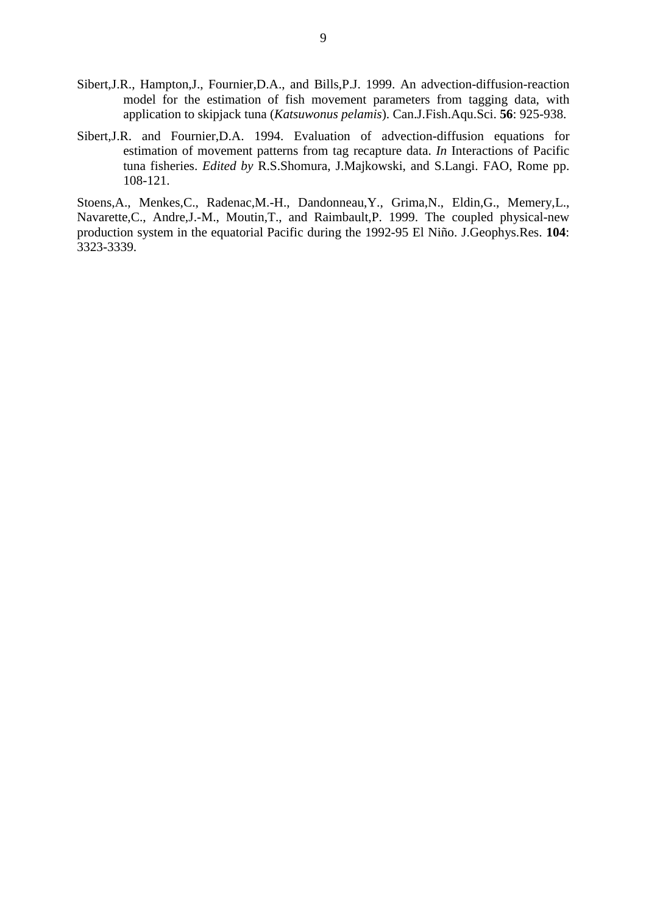Sibert,J.R., Hampton,J., Fournier,D.A., and Bills,P.J. 1999. An advection-diffusion-reaction model for the estimation of fish movement parameters from tagging data, with application to skipjack tuna (*Katsuwonus pelamis*). Can.J.Fish.Aqu.Sci. **56**: 925-938.

Sibert,J.R. and Fournier,D.A. 1994. Evaluation of advection-diffusion equations for estimation of movement patterns from tag recapture data. *In* Interactions of Pacific tuna fisheries. *Edited by* R.S.Shomura, J.Majkowski, and S.Langi. FAO, Rome pp. 108-121.

Stoens,A., Menkes,C., Radenac,M.-H., Dandonneau,Y., Grima,N., Eldin,G., Memery,L., Navarette,C., Andre,J.-M., Moutin,T., and Raimbault,P. 1999. The coupled physical-new production system in the equatorial Pacific during the 1992-95 El Niño. J.Geophys.Res. **104**: 3323-3339.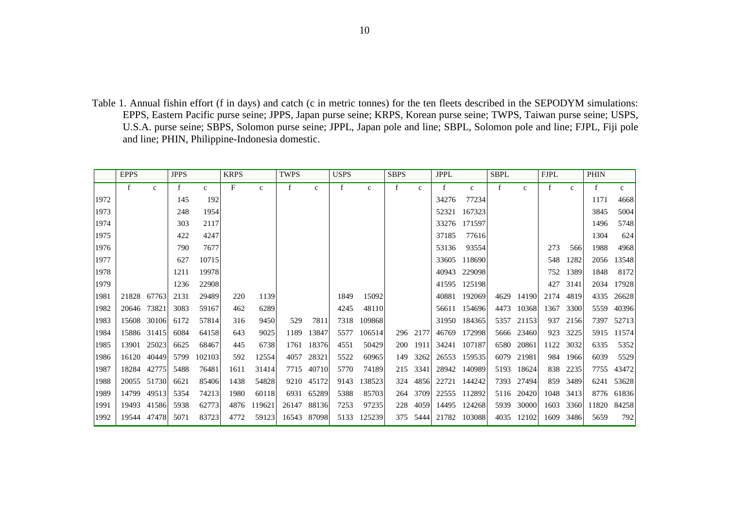Table 1. Annual fishin effort (f in days) and catch (c in metric tonnes) for the ten fleets described in the SEPODYM simulations: EPPS, Eastern Pacific purse seine; JPPS, Japan purse seine; KRPS, Korean purse seine; TWPS, Taiwan purse seine; USPS, U.S.A. purse seine; SBPS, Solomon purse seine; JPPL, Japan pole and line; SBPL, Solomon pole and line; FJPL, Fiji pole and line; PHIN, Philippine-Indonesia domestic.

| | EPPS | | JPPS | | KRPS | | TWPS | | USPS | | SBPS | | JPPL | | SBPL | | FJPL | | PHIN | |
|---|---|---|---|---|---|---|---|---|---|---|---|---|---|---|---|---|---|---|---|---|
| | f | c | f | c | F | c | f | c | f | c | f | c | f | c | f | c | f | c | f | c |
| 1972 | | | 145 | 192 | | | | | | | | | 34276 | 77234 | | | | | 1171 | 4668 |
| 1973 | | | 248 | 1954 | | | | | | | | | 52321 | 167323 | | | | | 3845 | 5004 |
| 1974 | | | 303 | 2117 | | | | | | | | | 33276 | 171597 | | | | | 1496 | 5748 |
| 1975 | | | 422 | 4247 | | | | | | | | | 37185 | 77616 | | | | | 1304 | 624 |
| 1976 | | | 790 | 7677 | | | | | | | | | 53136 | 93554 | | | 273 | 566 | 1988 | 4968 |
| 1977 | | | 627 | 10715 | | | | | | | | | 33605 | 118690 | | | 548 | 1282 | 2056 | 13548 |
| 1978 | | | 1211 | 19978 | | | | | | | | | 40943 | 229098 | | | 752 | 1389 | 1848 | 8172 |
| 1979 | | | 1236 | 22908 | | | | | | | | | 41595 | 125198 | | | 427 | 3141 | 2034 | 17928 |
| 1981 | 21828 | 67763 | 2131 | 29489 | 220 | 1139 | | | 1849 | 15092 | | | 40881 | 192069 | 4629 | 14190 | 2174 | 4819 | 4335 | 26628 |
| 1982 | 20646 | 73821 | 3083 | 59167 | 462 | 6289 | | | 4245 | 48110 | | | 56611 | 154696 | 4473 | 10368 | 1367 | 3300 | 5559 | 40396 |
| 1983 | 15608 | 30106 | 6172 | 57814 | 316 | 9450 | 529 | 7811 | 7318 | 109868 | | | 31950 | 184365 | 5357 | 21153 | 937 | 2156 | 7397 | 52713 |
| 1984 | 15886 | 31415 | 6084 | 64158 | 643 | 9025 | 1189 | 13847 | 5577 | 106514 | 296 | 2177 | 46769 | 172998 | 5666 | 23460 | 923 | 3225 | 5915 | 11574 |
| 1985 | 13901 | 25023 | 6625 | 68467 | 445 | 6738 | 1761 | 18376 | 4551 | 50429 | 200 | 1911 | 34241 | 107187 | 6580 | 20861 | 1122 | 3032 | 6335 | 5352 |
| 1986 | 16120 | 40449 | 5799 | 102103 | 592 | 12554 | 4057 | 28321 | 5522 | 60965 | 149 | 3262 | 26553 | 159535 | 6079 | 21981 | 984 | 1966 | 6039 | 5529 |
| 1987 | 18284 | 42775 | 5488 | 76481 | 1611 | 31414 | 7715 | 40710 | 5770 | 74189 | 215 | 3341 | 28942 | 140989 | 5193 | 18624 | 838 | 2235 | 7755 | 43472 |
| 1988 | 20055 | 51730 | 6621 | 85406 | 1438 | 54828 | 9210 | 45172 | 9143 | 138523 | 324 | 4856 | 22721 | 144242 | 7393 | 27494 | 859 | 3489 | 6241 | 53628 |
| 1989 | 14799 | 49513 | 5354 | 74213 | 1980 | 60118 | 6931 | 65289 | 5388 | 85703 | 264 | 3709 | 22555 | 112892 | 5116 | 20420 | 1048 | 3413 | 8776 | 61836 |
| 1991 | 19493 | 41586 | 5938 | 62773 | 4876 | 119621 | 26147 | 88136 | 7253 | 97235 | 228 | 4059 | 14495 | 124268 | 5939 | 30000 | 1603 | 3360 | 11820 | 84258 |
| 1992 | 19544 | 47478 | 5071 | 83723 | 4772 | 59123 | 16543 | 87098 | 5133 | 125239 | 375 | 5444 | 21782 | 103088 | 4035 | 12102 | 1609 | 3486 | 5659 | 792 |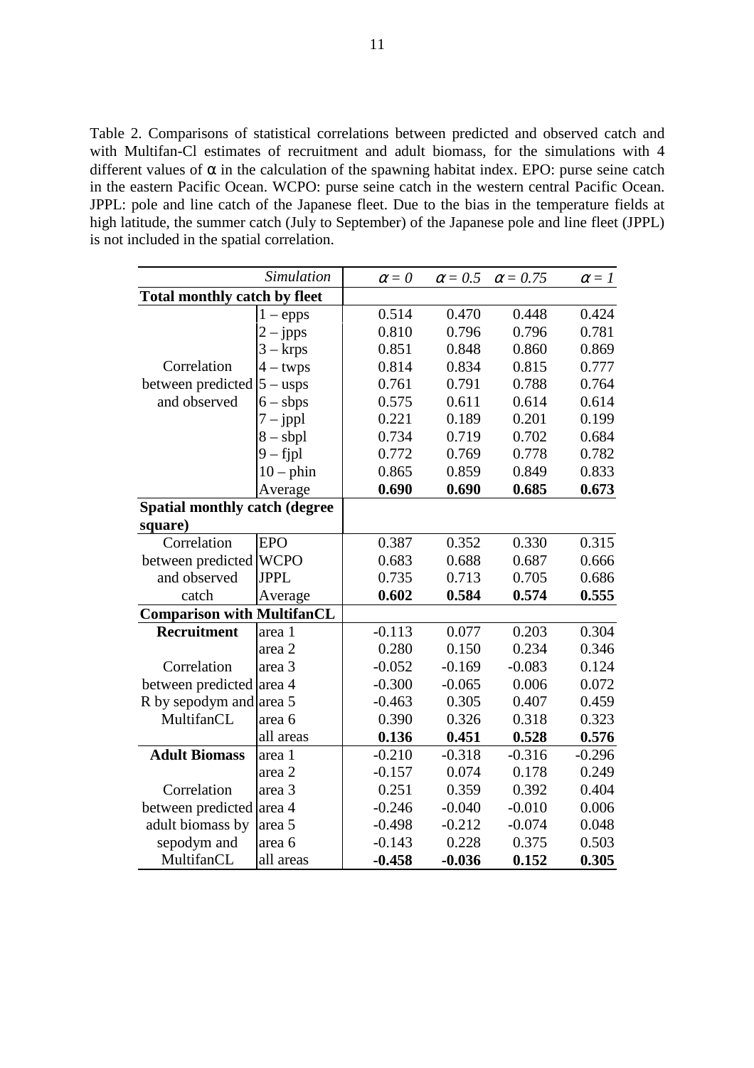Table 2. Comparisons of statistical correlations between predicted and observed catch and with Multifan-Cl estimates of recruitment and adult biomass, for the simulations with 4 different values of $\alpha$ in the calculation of the spawning habitat index. EPO: purse seine catch in the eastern Pacific Ocean. WCPO: purse seine catch in the western central Pacific Ocean. JPPL: pole and line catch of the Japanese fleet. Due to the bias in the temperature fields at high latitude, the summer catch (July to September) of the Japanese pole and line fleet (JPPL) is not included in the spatial correlation.

| | *Simulation* | $\alpha = 0$ | $\alpha = 0.5$ | $\alpha = 0.75$ | $\alpha = 1$ |
|---|---|---|---|---|---|
| **Total monthly catch by fleet** | | | | | |
| Correlation between predicted and observed | 1 – epps | 0.514 | 0.470 | 0.448 | 0.424 |
| | 2 – jpps | 0.810 | 0.796 | 0.796 | 0.781 |
| | 3 – krps | 0.851 | 0.848 | 0.860 | 0.869 |
| | 4 – twps | 0.814 | 0.834 | 0.815 | 0.777 |
| | 5 – usps | 0.761 | 0.791 | 0.788 | 0.764 |
| | 6 – sbps | 0.575 | 0.611 | 0.614 | 0.614 |
| | 7 – jppl | 0.221 | 0.189 | 0.201 | 0.199 |
| | 8 – sbpl | 0.734 | 0.719 | 0.702 | 0.684 |
| | 9 – fjpl | 0.772 | 0.769 | 0.778 | 0.782 |
| | 10 – phin | 0.865 | 0.859 | 0.849 | 0.833 |
| | Average | **0.690** | **0.690** | **0.685** | **0.673** |
| **Spatial monthly catch (degree square)** | | | | | |
| Correlation between predicted and observed catch | EPO | 0.387 | 0.352 | 0.330 | 0.315 |
| | WCPO | 0.683 | 0.688 | 0.687 | 0.666 |
| | JPPL | 0.735 | 0.713 | 0.705 | 0.686 |
| | Average | **0.602** | **0.584** | **0.574** | **0.555** |
| **Comparison with MultifanCL** | | | | | |
| **Recruitment** | area 1 | -0.113 | 0.077 | 0.203 | 0.304 |
| | area 2 | 0.280 | 0.150 | 0.234 | 0.346 |
| Correlation between predicted R by sepodym and MultifanCL | area 3 | -0.052 | -0.169 | -0.083 | 0.124 |
| | area 4 | -0.300 | -0.065 | 0.006 | 0.072 |
| | area 5 | -0.463 | 0.305 | 0.407 | 0.459 |
| | area 6 | 0.390 | 0.326 | 0.318 | 0.323 |
| | all areas | **0.136** | **0.451** | **0.528** | **0.576** |
| **Adult Biomass** | area 1 | -0.210 | -0.318 | -0.316 | -0.296 |
| | area 2 | -0.157 | 0.074 | 0.178 | 0.249 |
| Correlation between predicted adult biomass by sepodym and MultifanCL | area 3 | 0.251 | 0.359 | 0.392 | 0.404 |
| | area 4 | -0.246 | -0.040 | -0.010 | 0.006 |
| | area 5 | -0.498 | -0.212 | -0.074 | 0.048 |
| | area 6 | -0.143 | 0.228 | 0.375 | 0.503 |
| | all areas | **-0.458** | **-0.036** | **0.152** | **0.305** |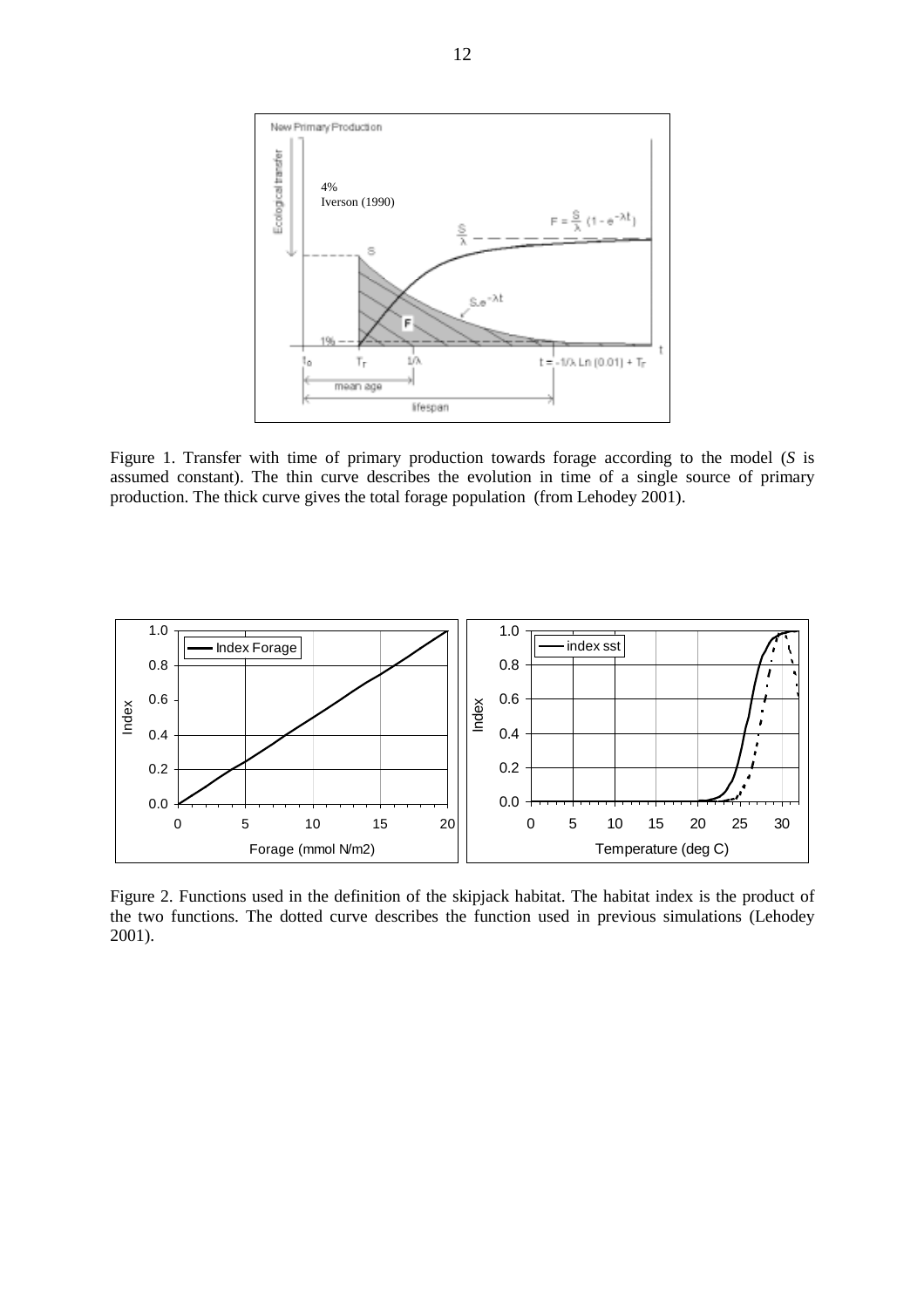Figure 1. Transfer with time of primary production towards forage according to the model (*S* is assumed constant). The thin curve describes the evolution in time of a single source of primary production. The thick curve gives the total forage population (from Lehodey 2001).

Figure 2. Functions used in the definition of the skipjack habitat. The habitat index is the product of the two functions. The dotted curve describes the function used in previous simulations (Lehodey 2001).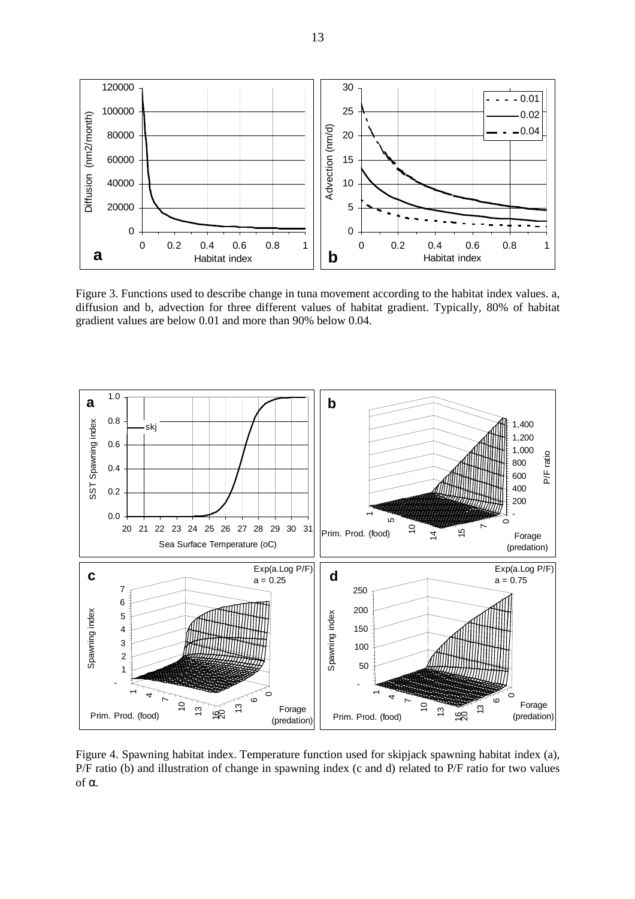Figure 3. Functions used to describe change in tuna movement according to the habitat index values. a, diffusion and b, advection for three different values of habitat gradient. Typically, 80% of habitat gradient values are below 0.01 and more than 90% below 0.04.

Figure 4. Spawning habitat index. Temperature function used for skipjack spawning habitat index (a), P/F ratio (b) and illustration of change in spawning index (c and d) related to P/F ratio for two values of $\alpha$.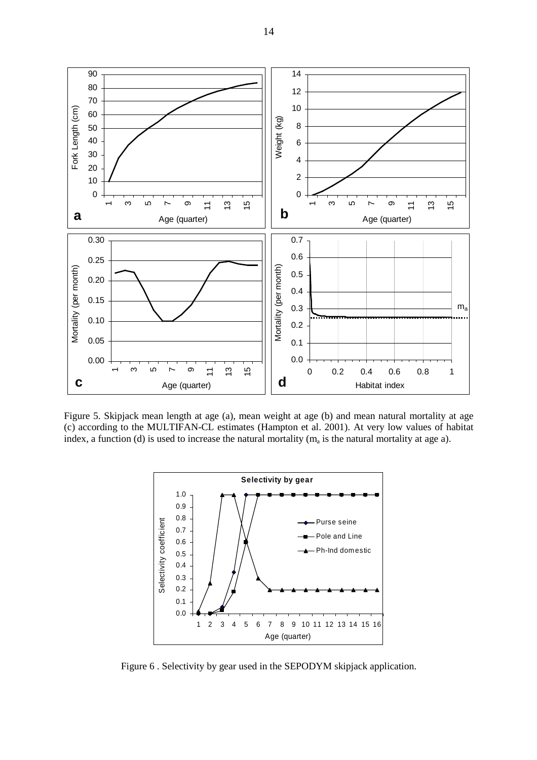Figure 5. Skipjack mean length at age (a), mean weight at age (b) and mean natural mortality at age (c) according to the MULTIFAN-CL estimates (Hampton et al. 2001). At very low values of habitat index, a function (d) is used to increase the natural mortality ($m_a$ is the natural mortality at age a).

Figure 6 . Selectivity by gear used in the SEPODYM skipjack application.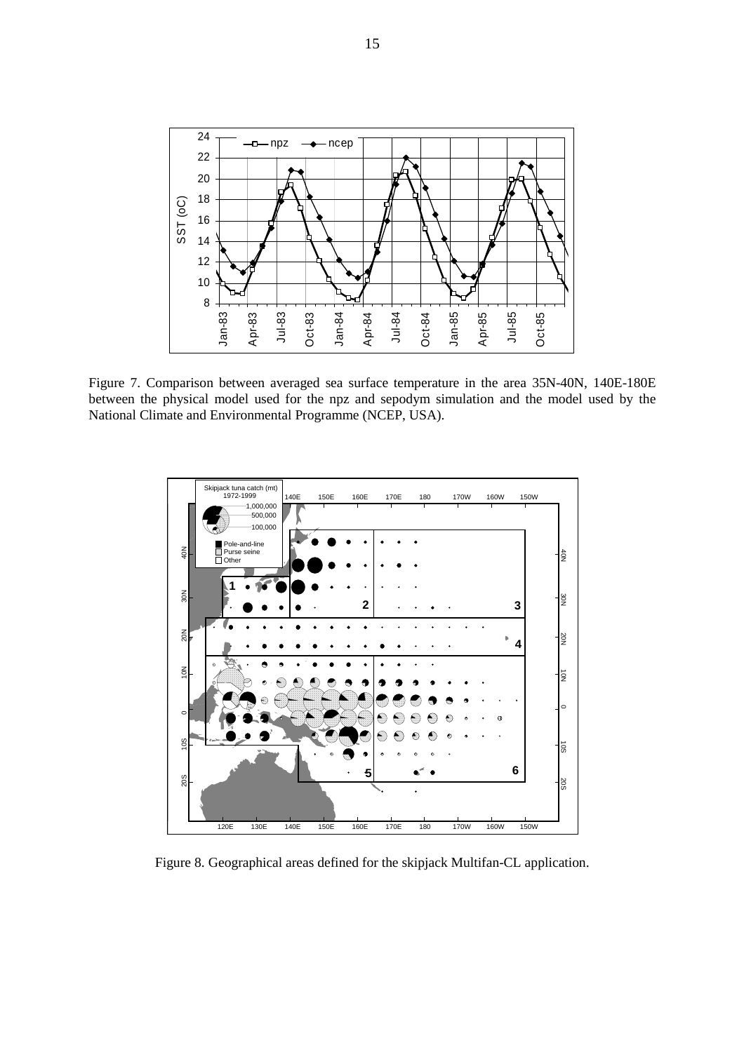Figure 7. Comparison between averaged sea surface temperature in the area 35N-40N, 140E-180E between the physical model used for the npz and sepodym simulation and the model used by the National Climate and Environmental Programme (NCEP, USA).

Figure 8. Geographical areas defined for the skipjack Multifan-CL application.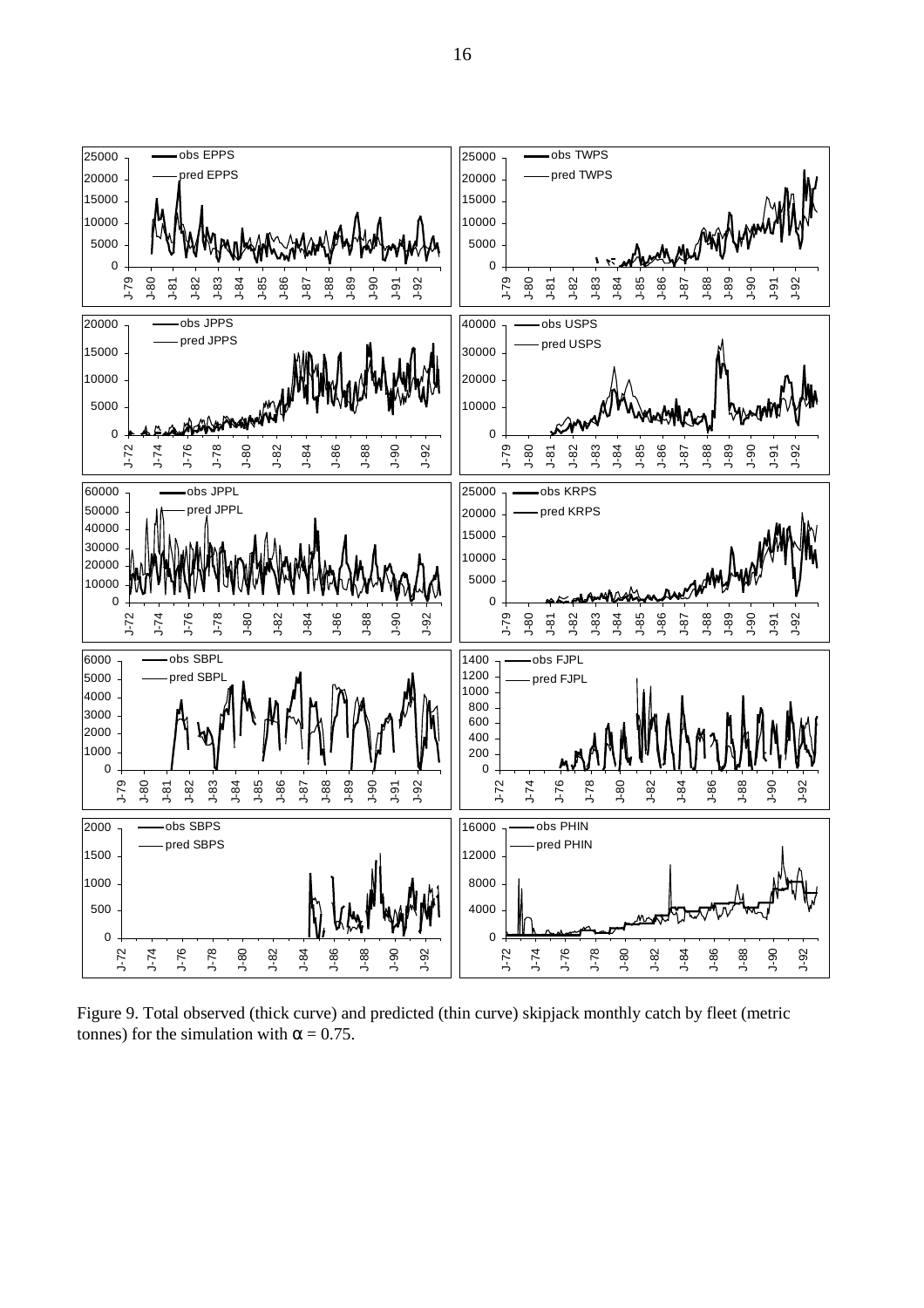Figure 9. Total observed (thick curve) and predicted (thin curve) skipjack monthly catch by fleet (metric tonnes) for the simulation with $\alpha = 0.75$.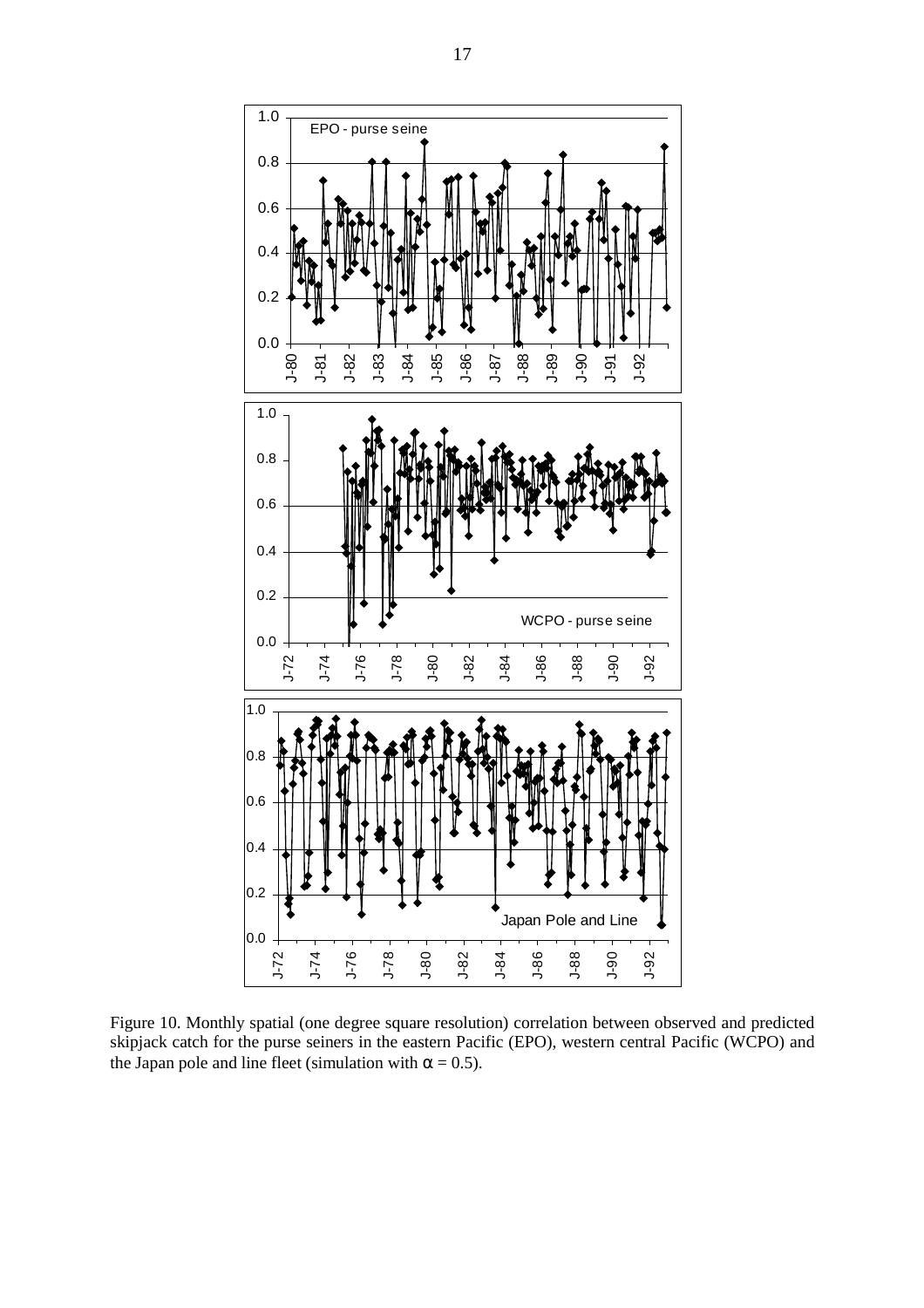Figure 10. Monthly spatial (one degree square resolution) correlation between observed and predicted skipjack catch for the purse seiners in the eastern Pacific (EPO), western central Pacific (WCPO) and the Japan pole and line fleet (simulation with $\alpha = 0.5$).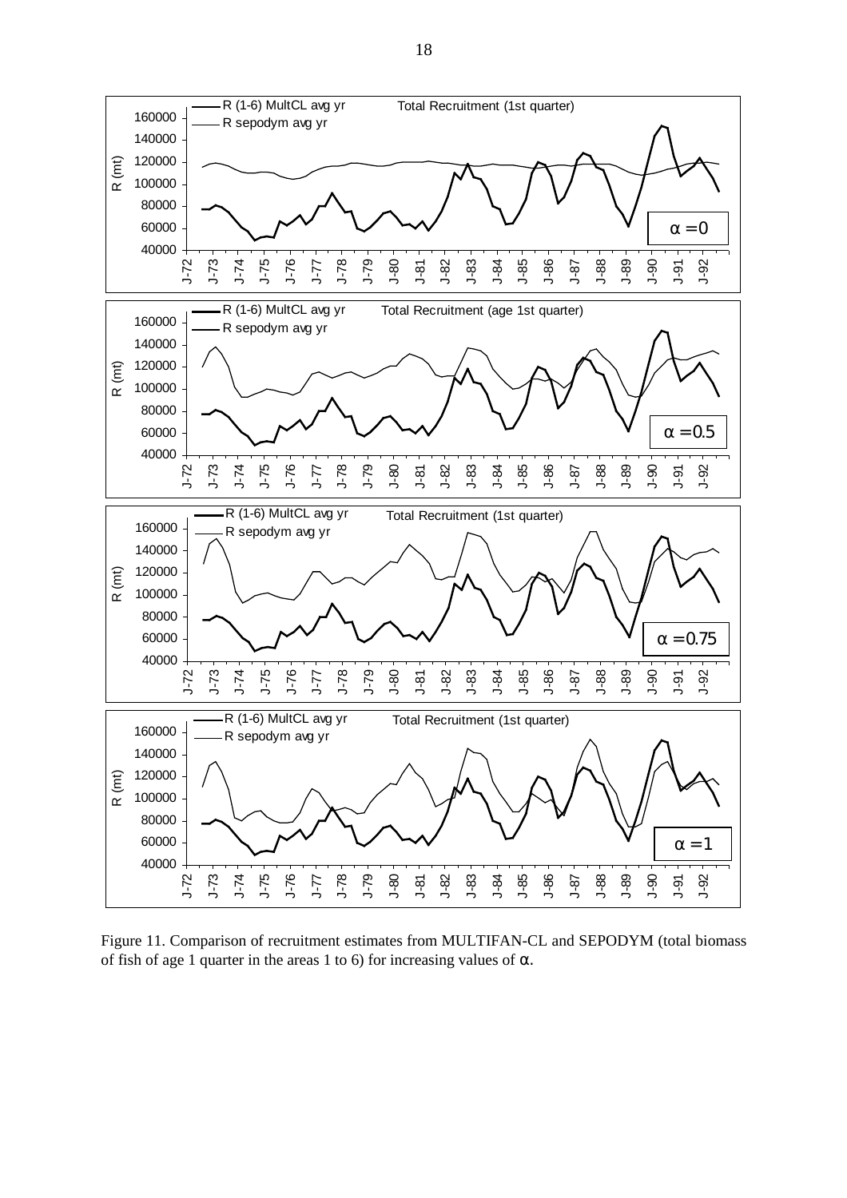Figure 11. Comparison of recruitment estimates from MULTIFAN-CL and SEPODYM (total biomass of fish of age 1 quarter in the areas 1 to 6) for increasing values of $\alpha$.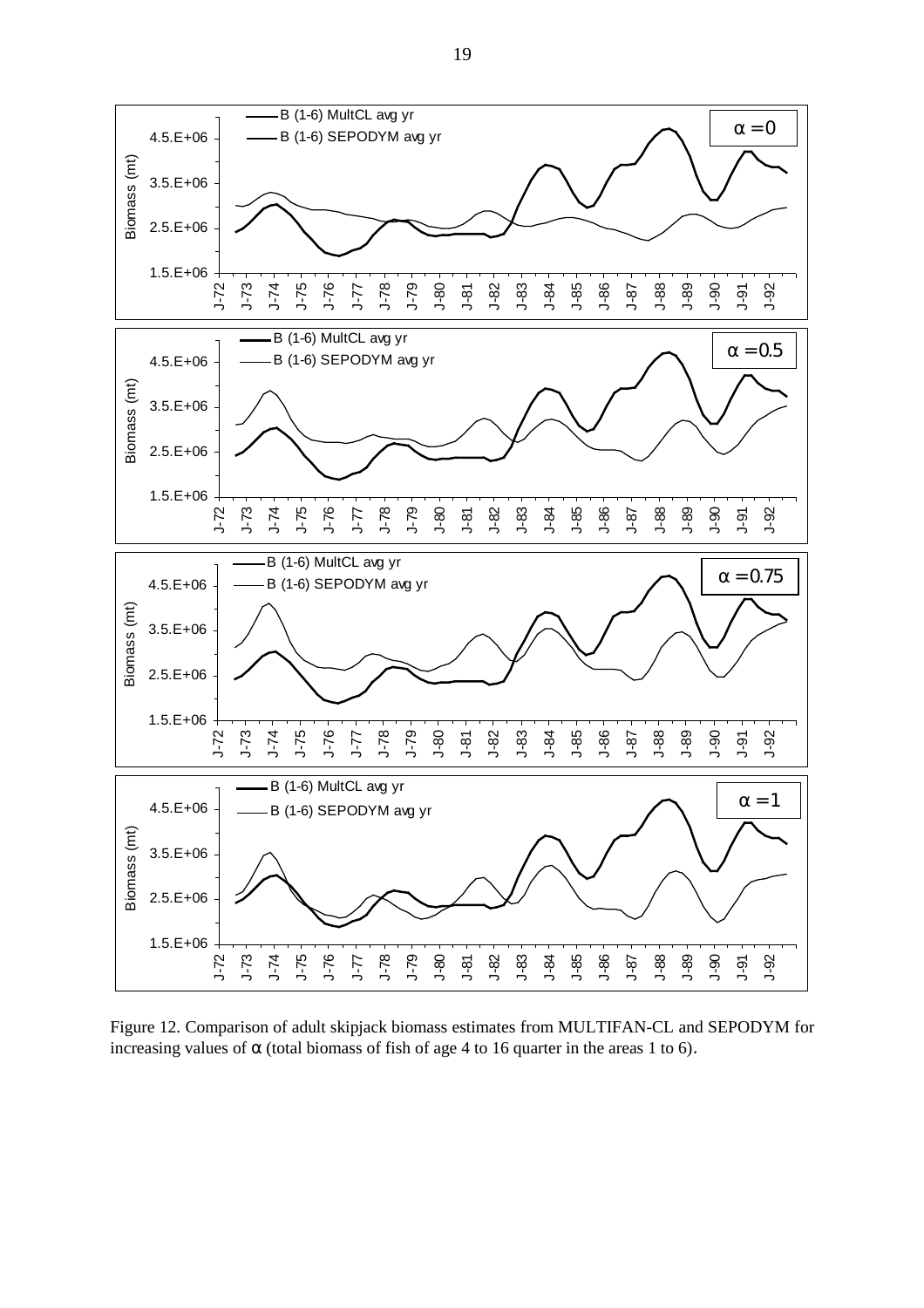Figure 12. Comparison of adult skipjack biomass estimates from MULTIFAN-CL and SEPODYM for increasing values of $\alpha$ (total biomass of fish of age 4 to 16 quarter in the areas 1 to 6).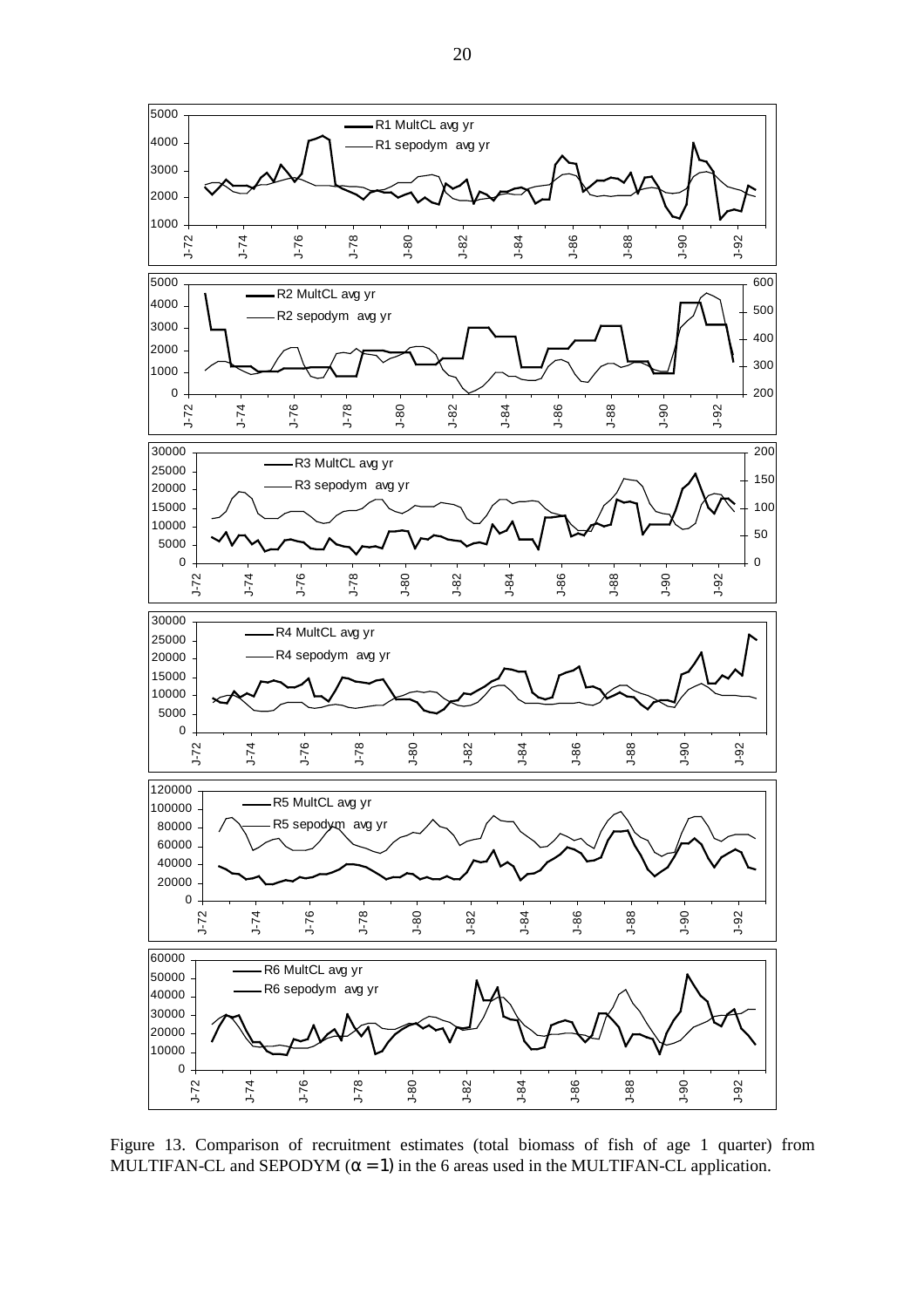Figure 13. Comparison of recruitment estimates (total biomass of fish of age 1 quarter) from MULTIFAN-CL and SEPODYM ($\alpha = 1$) in the 6 areas used in the MULTIFAN-CL application.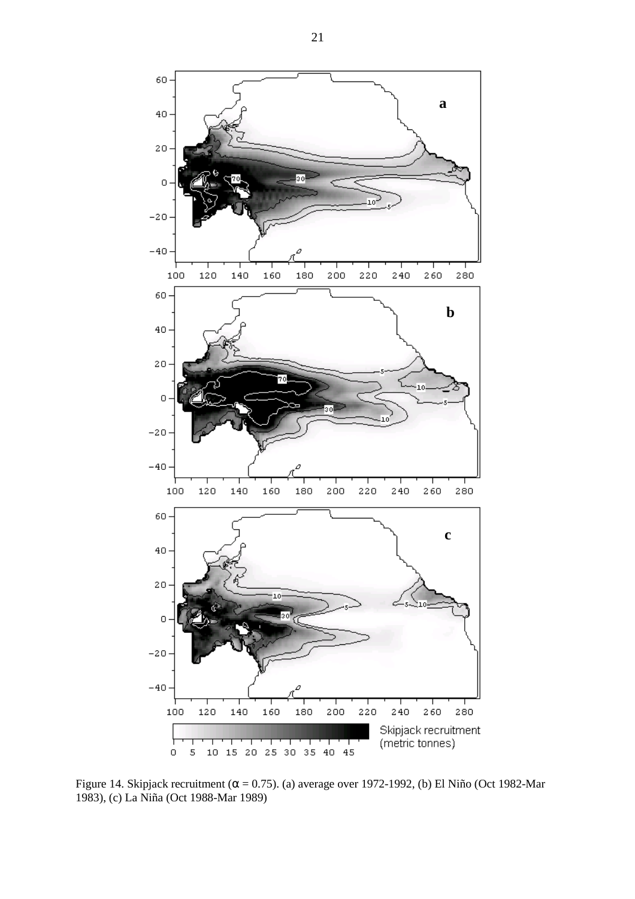Figure 14. Skipjack recruitment ($\alpha = 0.75$). (a) average over 1972-1992, (b) El Niño (Oct 1982-Mar 1983), (c) La Niña (Oct 1988-Mar 1989)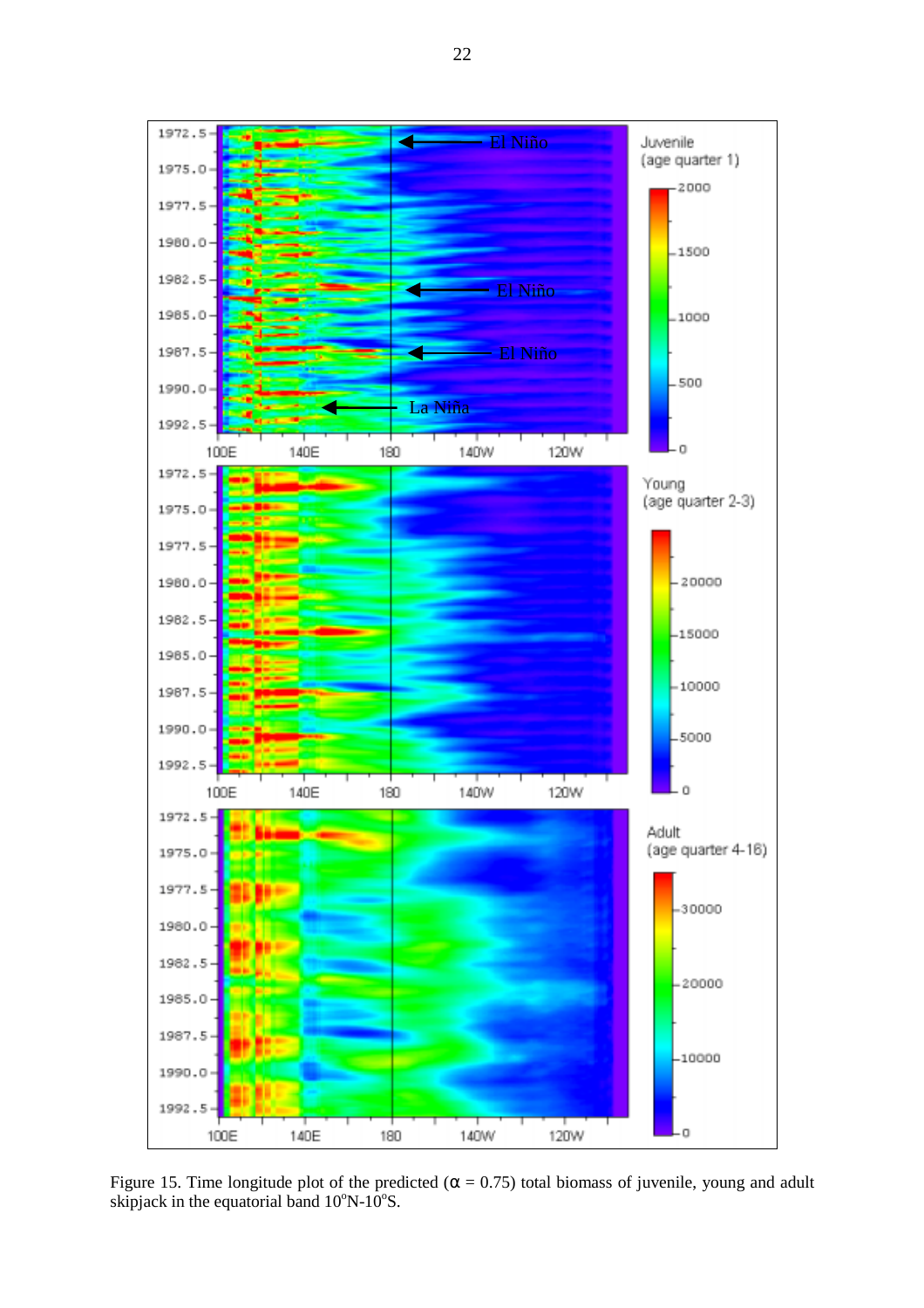Figure 15. Time longitude plot of the predicted ($\alpha = 0.75$) total biomass of juvenile, young and adult skipjack in the equatorial band 10°N-10°S.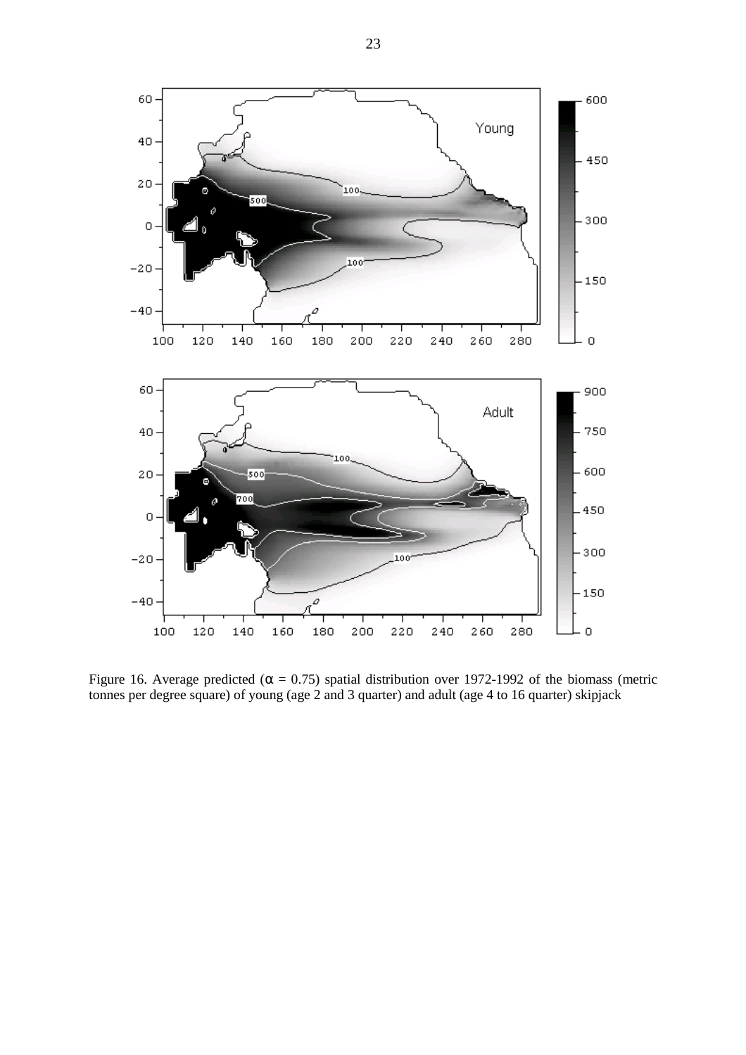Figure 16. Average predicted ($\alpha$ = 0.75) spatial distribution over 1972-1992 of the biomass (metric tonnes per degree square) of young (age 2 and 3 quarter) and adult (age 4 to 16 quarter) skipjack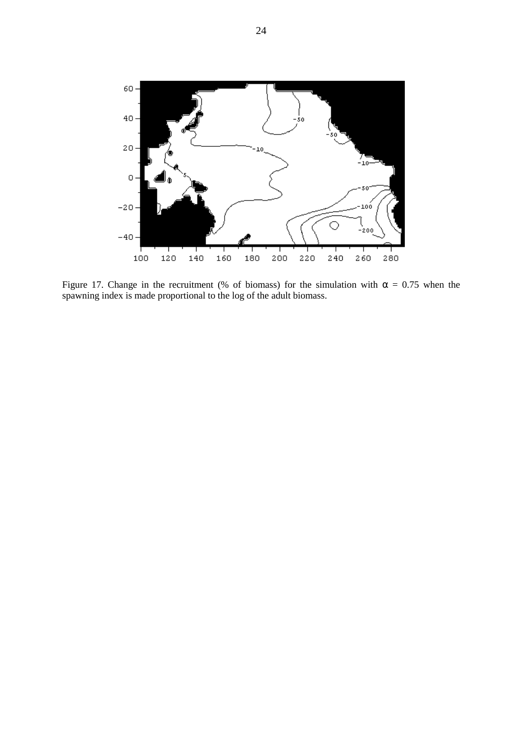60
40
20
0
−20
−40
100 120 140 160 180 200 220 240 260 280
−50
−50
−10
−10
5
−50
−100
−200

Figure 17. Change in the recruitment (% of biomass) for the simulation with $\alpha$ = 0.75 when the spawning index is made proportional to the log of the adult biomass.